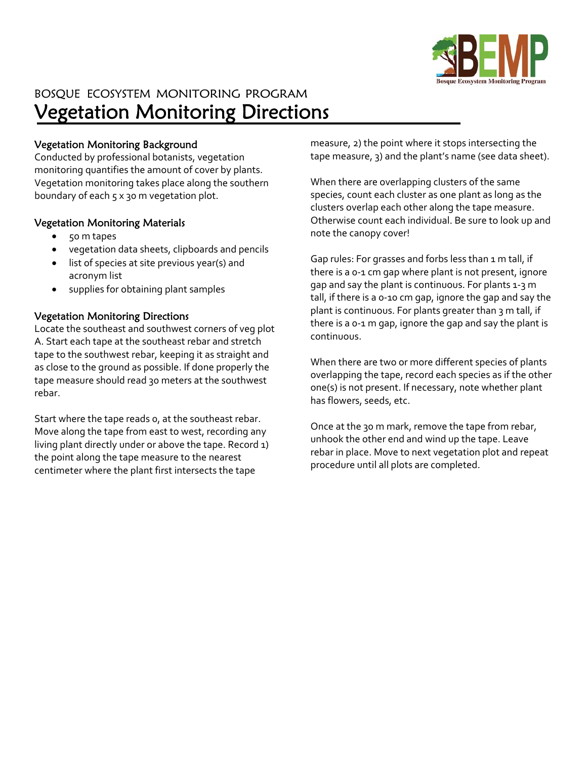BOSQUE ECOSYSTEM MONITORING PROGRAM

# Vegetation Monitoring Directions

## Vegetation Monitoring Background

Conducted by professional botanists, vegetation monitoring quantifies the amount of cover by plants. Vegetation monitoring takes place along the southern boundary of each 5 x 30 m vegetation plot.

## Vegetation Monitoring Materials

- 50 m tapes
- vegetation data sheets, clipboards and pencils
- list of species at site previous year(s) and acronym list
- supplies for obtaining plant samples

## Vegetation Monitoring Directions

Locate the southeast and southwest corners of veg plot A. Start each tape at the southeast rebar and stretch tape to the southwest rebar, keeping it as straight and as close to the ground as possible. If done properly the tape measure should read 30 meters at the southwest rebar.

Start where the tape reads 0, at the southeast rebar. Move along the tape from east to west, recording any living plant directly under or above the tape. Record 1) the point along the tape measure to the nearest centimeter where the plant first intersects the tape measure, 2) the point where it stops intersecting the tape measure, 3) and the plant's name (see data sheet).

When there are overlapping clusters of the same species, count each cluster as one plant as long as the clusters overlap each other along the tape measure. Otherwise count each individual. Be sure to look up and note the canopy cover!

Gap rules: For grasses and forbs less than 1 m tall, if there is a 0-1 cm gap where plant is not present, ignore gap and say the plant is continuous. For plants 1-3 m tall, if there is a 0-10 cm gap, ignore the gap and say the plant is continuous. For plants greater than 3 m tall, if there is a 0-1 m gap, ignore the gap and say the plant is continuous.

When there are two or more different species of plants overlapping the tape, record each species as if the other one(s) is not present. If necessary, note whether plant has flowers, seeds, etc.

Once at the 30 m mark, remove the tape from rebar, unhook the other end and wind up the tape. Leave rebar in place. Move to next vegetation plot and repeat procedure until all plots are completed.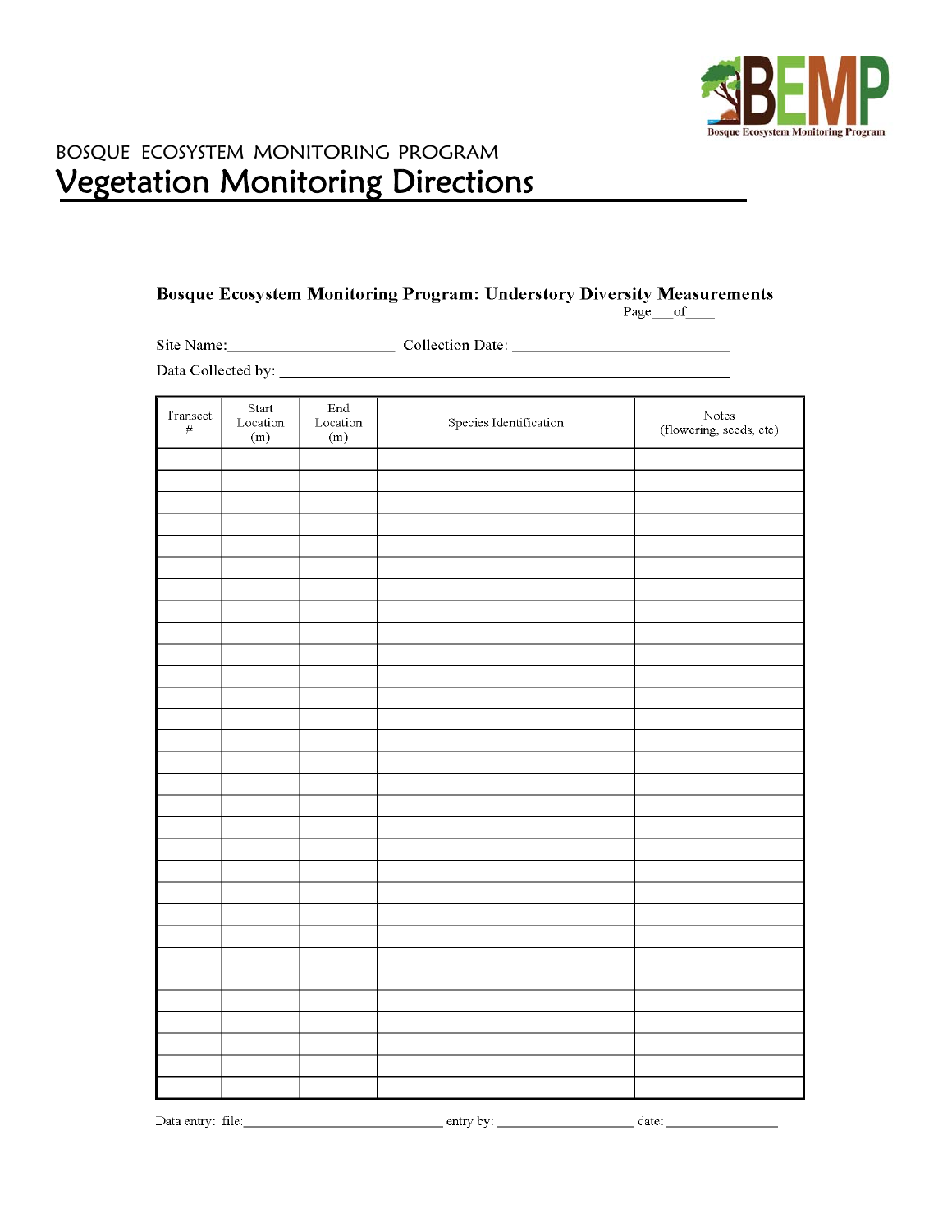**Bosque Ecosystem Monitoring Program: Understory Diversity Measurements**

Page\_\_\_of\_\_\_\_

Site Name:\_\_\_\_\_\_\_\_\_\_\_\_\_\_\_\_\_\_\_\_\_\_ Collection Date: \_\_\_\_\_\_\_\_\_\_\_\_\_\_\_\_\_\_\_\_\_\_\_\_\_\_\_\_\_\_

Data Collected by: \_\_\_\_\_\_\_\_\_\_\_\_\_\_\_\_\_\_\_\_\_\_\_\_\_\_\_\_\_\_\_\_\_\_\_\_\_\_\_\_\_\_\_\_\_\_\_\_\_\_\_\_\_\_\_\_\_\_\_\_\_\_\_\_

| Transect # | Start Location (m) | End Location (m) | Species Identification | Notes (flowering, seeds, etc) |
|---|---|---|---|---|
| | | | | |
| | | | | |
| | | | | |
| | | | | |
| | | | | |
| | | | | |
| | | | | |
| | | | | |
| | | | | |
| | | | | |
| | | | | |
| | | | | |
| | | | | |
| | | | | |
| | | | | |
| | | | | |
| | | | | |
| | | | | |
| | | | | |
| | | | | |
| | | | | |
| | | | | |
| | | | | |
| | | | | |
| | | | | |
| | | | | |
| | | | | |
| | | | | |
| | | | | |
| | | | | |

Data entry: file:\_\_\_\_\_\_\_\_\_\_\_\_\_\_\_\_\_\_\_\_\_\_\_\_\_\_\_\_\_\_\_\_\_ entry by: \_\_\_\_\_\_\_\_\_\_\_\_\_\_\_\_\_\_\_\_\_\_\_ date: \_\_\_\_\_\_\_\_\_\_\_\_\_\_\_\_\_\_\_